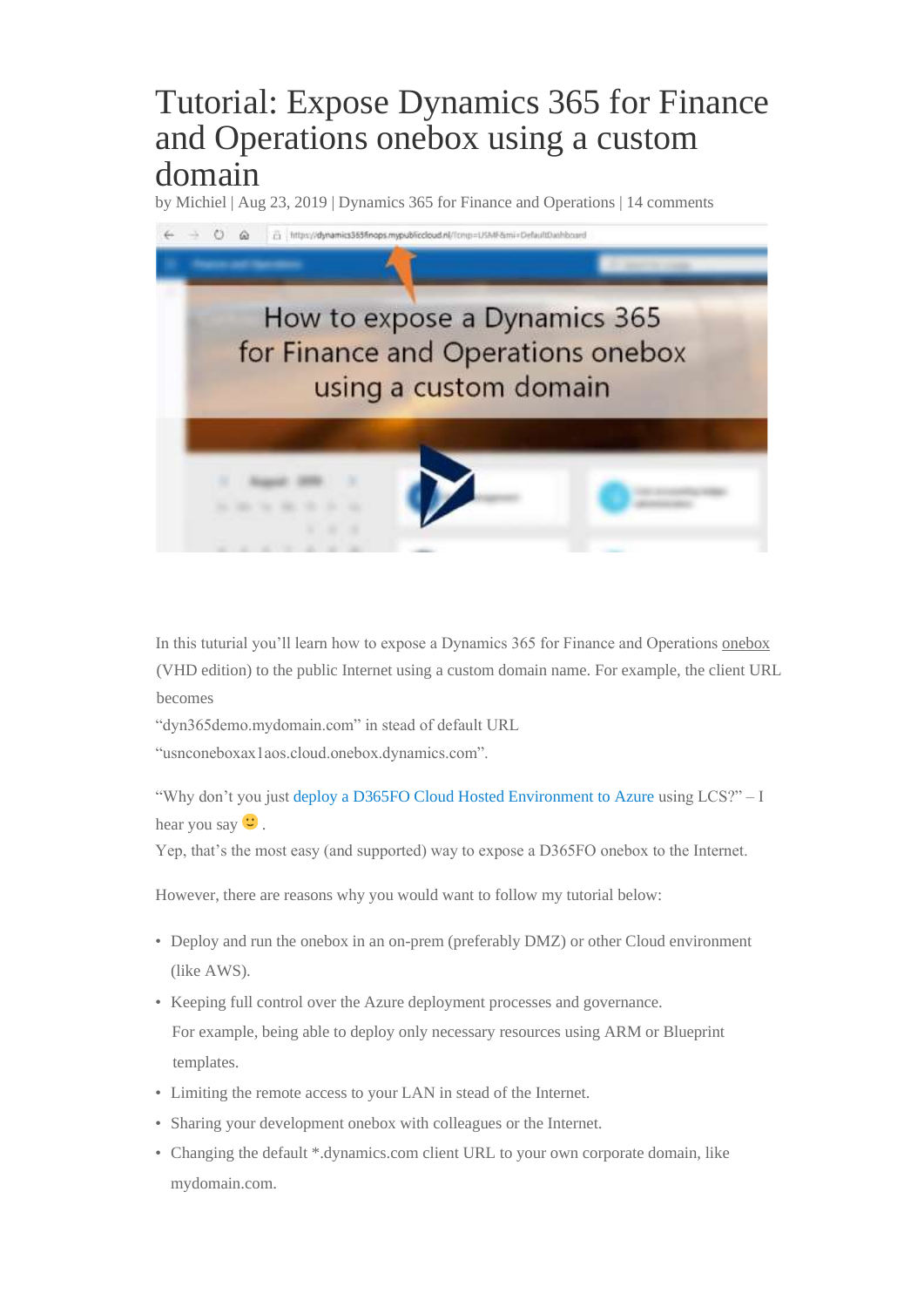# Tutorial: Expose Dynamics 365 for Finance and Operations onebox using a custom domain

by Michiel | Aug 23, 2019 | Dynamics 365 for Finance and Operations | 14 comments

In this tuturial you'll learn how to expose a Dynamics 365 for Finance and Operations onebox (VHD edition) to the public Internet using a custom domain name. For example, the client URL becomes
"dyn365demo.mydomain.com" in stead of default URL
"usnconeboxax1aos.cloud.onebox.dynamics.com".

"Why don't you just deploy a D365FO Cloud Hosted Environment to Azure using LCS?" – I hear you say 🙂 .
Yep, that's the most easy (and supported) way to expose a D365FO onebox to the Internet.

However, there are reasons why you would want to follow my tutorial below:

- Deploy and run the onebox in an on-prem (preferably DMZ) or other Cloud environment (like AWS).
- Keeping full control over the Azure deployment processes and governance.
  For example, being able to deploy only necessary resources using ARM or Blueprint templates.
- Limiting the remote access to your LAN in stead of the Internet.
- Sharing your development onebox with colleagues or the Internet.
- Changing the default *.dynamics.com client URL to your own corporate domain, like mydomain.com.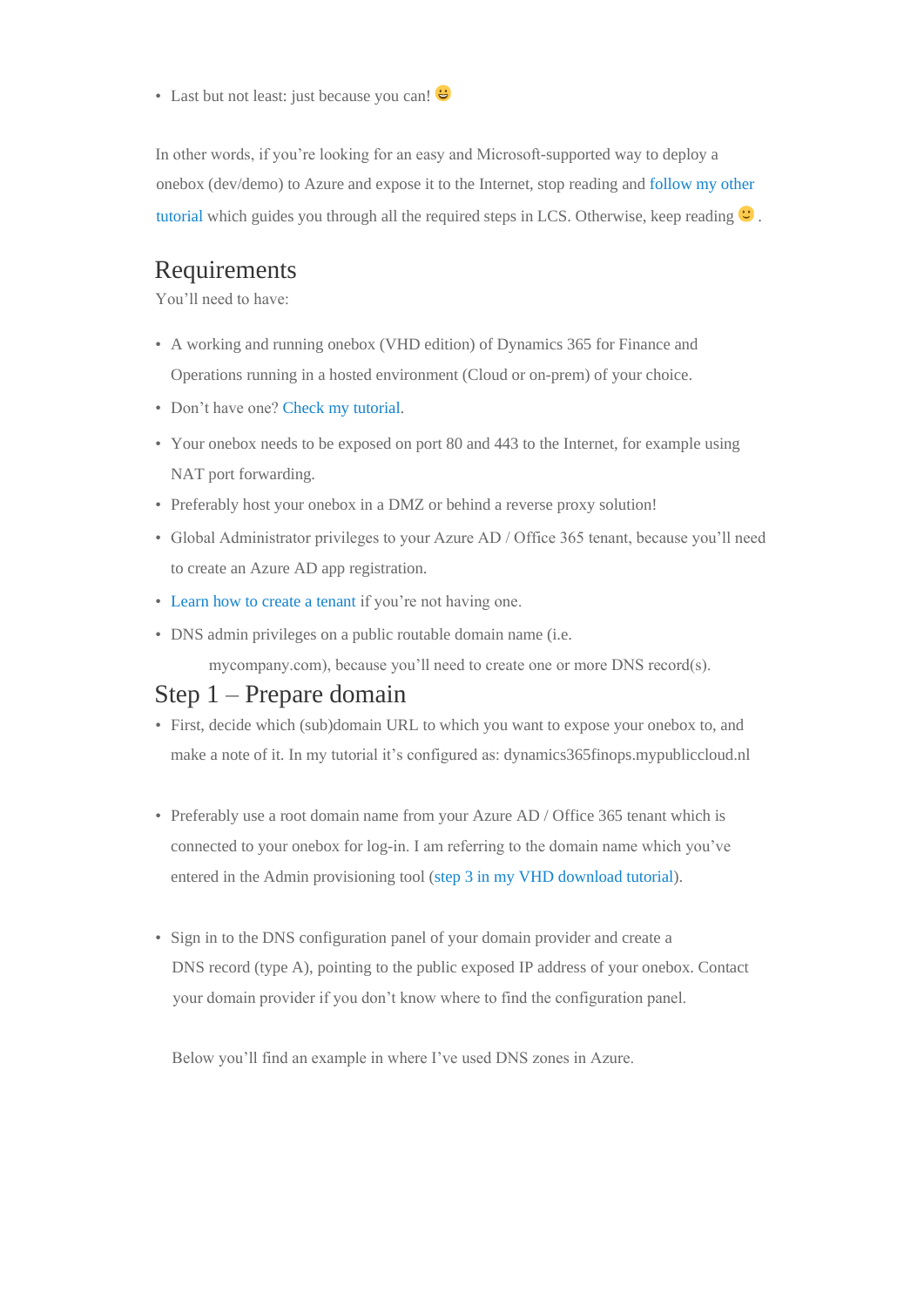- Last but not least: just because you can! 😀

In other words, if you're looking for an easy and Microsoft-supported way to deploy a onebox (dev/demo) to Azure and expose it to the Internet, stop reading and follow my other tutorial which guides you through all the required steps in LCS. Otherwise, keep reading 🙂 .

## Requirements

You'll need to have:

- A working and running onebox (VHD edition) of Dynamics 365 for Finance and Operations running in a hosted environment (Cloud or on-prem) of your choice.
- Don't have one? Check my tutorial.
- Your onebox needs to be exposed on port 80 and 443 to the Internet, for example using NAT port forwarding.
- Preferably host your onebox in a DMZ or behind a reverse proxy solution!
- Global Administrator privileges to your Azure AD / Office 365 tenant, because you'll need to create an Azure AD app registration.
- Learn how to create a tenant if you're not having one.
- DNS admin privileges on a public routable domain name (i.e. mycompany.com), because you'll need to create one or more DNS record(s).

## Step 1 – Prepare domain

- First, decide which (sub)domain URL to which you want to expose your onebox to, and make a note of it. In my tutorial it's configured as: dynamics365finops.mypubliccloud.nl

- Preferably use a root domain name from your Azure AD / Office 365 tenant which is connected to your onebox for log-in. I am referring to the domain name which you've entered in the Admin provisioning tool (step 3 in my VHD download tutorial).

- Sign in to the DNS configuration panel of your domain provider and create a DNS record (type A), pointing to the public exposed IP address of your onebox. Contact your domain provider if you don't know where to find the configuration panel.

  Below you'll find an example in where I've used DNS zones in Azure.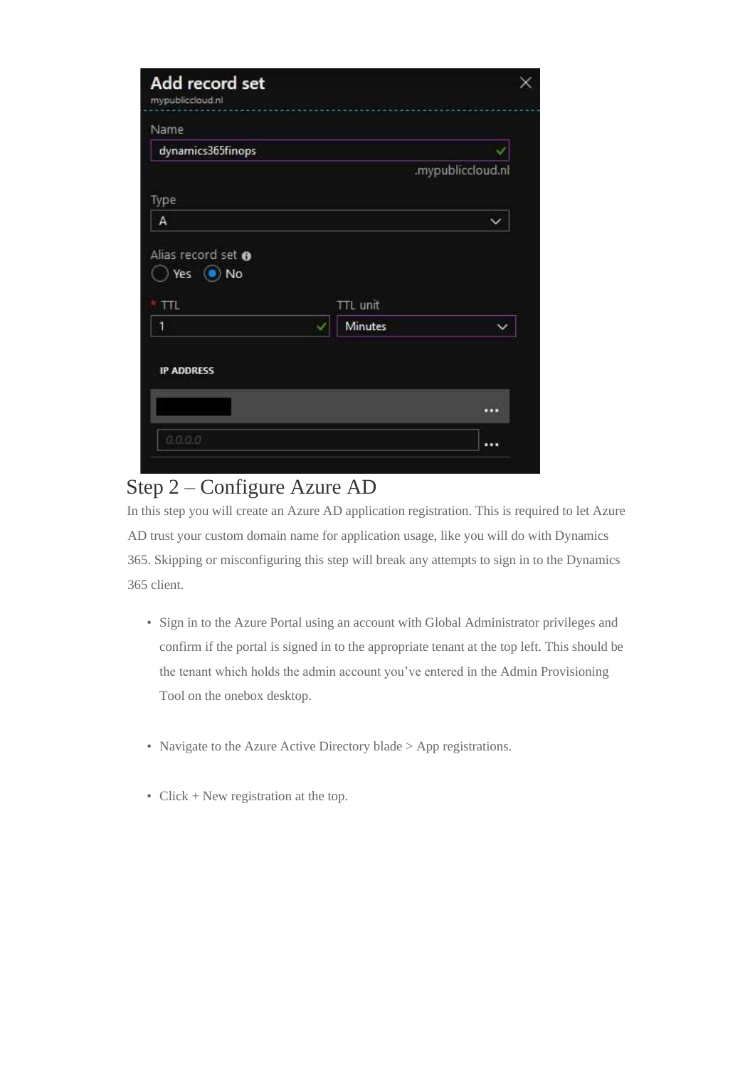## Step 2 – Configure Azure AD

In this step you will create an Azure AD application registration. This is required to let Azure AD trust your custom domain name for application usage, like you will do with Dynamics 365. Skipping or misconfiguring this step will break any attempts to sign in to the Dynamics 365 client.

- Sign in to the Azure Portal using an account with Global Administrator privileges and confirm if the portal is signed in to the appropriate tenant at the top left. This should be the tenant which holds the admin account you've entered in the Admin Provisioning Tool on the onebox desktop.
- Navigate to the Azure Active Directory blade > App registrations.
- Click + New registration at the top.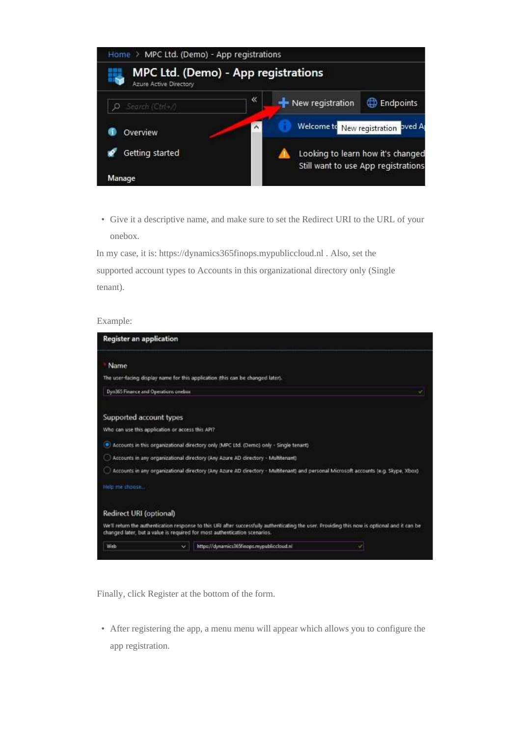- Give it a descriptive name, and make sure to set the Redirect URI to the URL of your onebox.

In my case, it is: https://dynamics365finops.mypubliccloud.nl . Also, set the supported account types to Accounts in this organizational directory only (Single tenant).

Example:

Finally, click Register at the bottom of the form.

- After registering the app, a menu menu will appear which allows you to configure the app registration.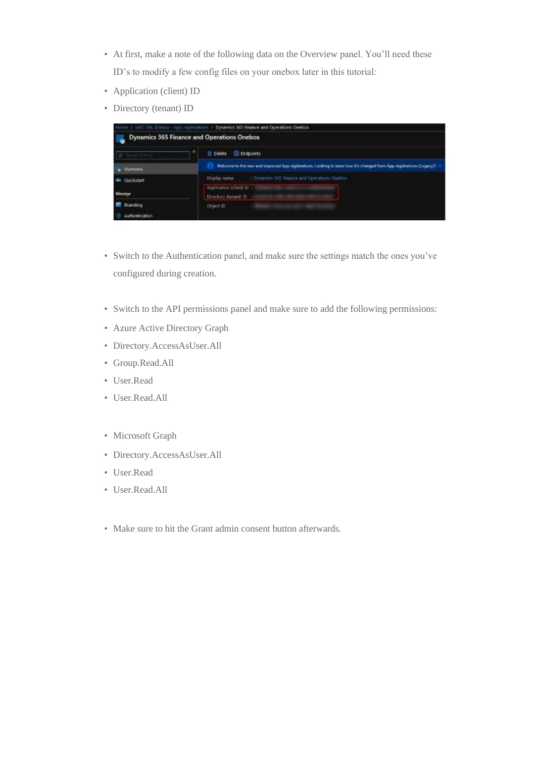- At first, make a note of the following data on the Overview panel. You'll need these ID's to modify a few config files on your onebox later in this tutorial:
- Application (client) ID
- Directory (tenant) ID

- Switch to the Authentication panel, and make sure the settings match the ones you've configured during creation.

- Switch to the API permissions panel and make sure to add the following permissions:
- Azure Active Directory Graph
- Directory.AccessAsUser.All
- Group.Read.All
- User.Read
- User.Read.All

- Microsoft Graph
- Directory.AccessAsUser.All
- User.Read
- User.Read.All

- Make sure to hit the Grant admin consent button afterwards.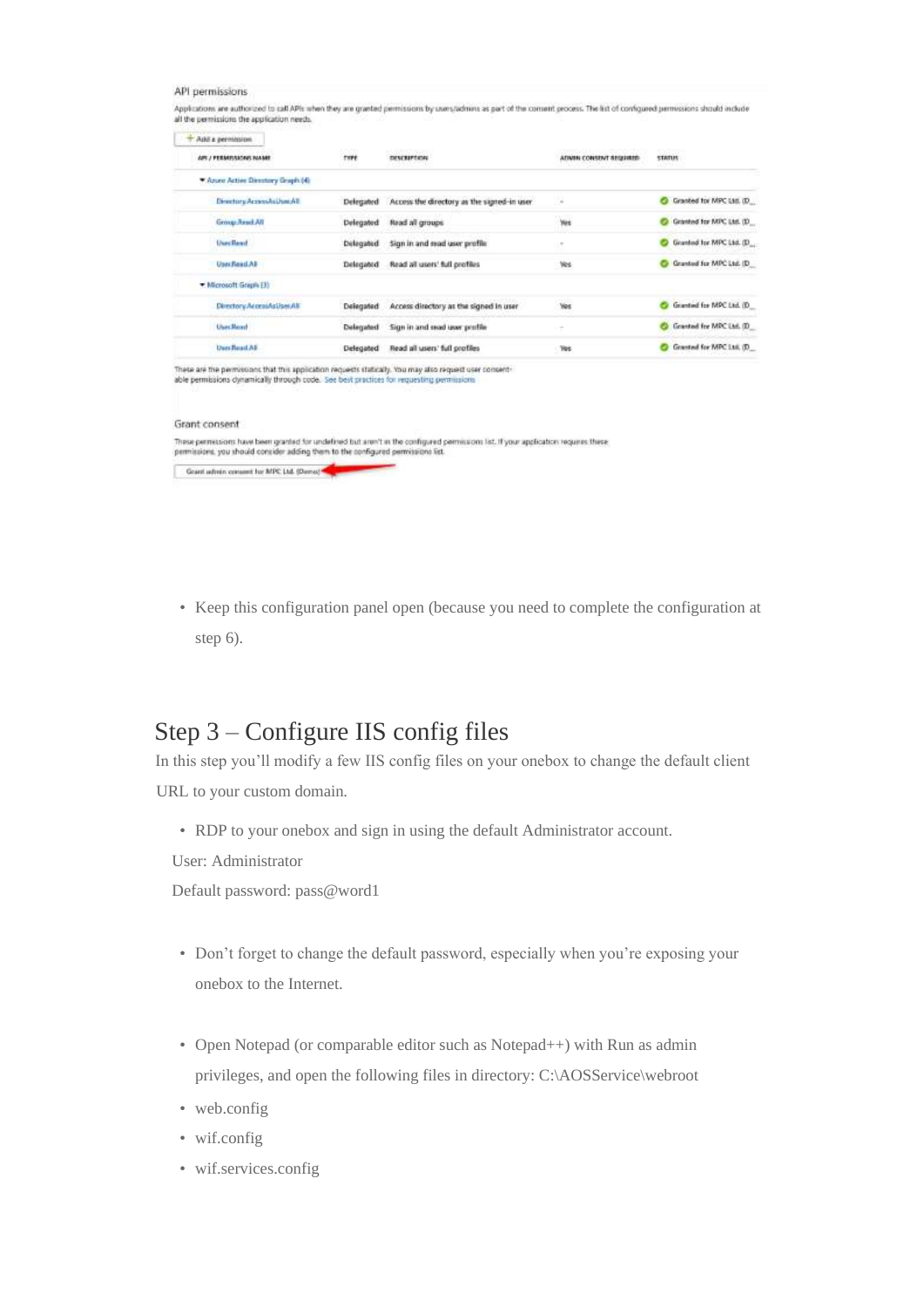API permissions

Applications are authorized to call APIs when they are granted permissions by users/admins as part of the consent process. The list of configured permissions should include all the permissions the application needs.

+ Add a permission

| API / PERMISSIONS NAME | TYPE | DESCRIPTION | ADMIN CONSENT REQUIRED | STATUS |
|---|---|---|---|---|
| ▼ Azure Active Directory Graph (4) | | | | |
| Directory.AccessAsUser.All | Delegated | Access the directory as the signed-in user | - | Granted for MPC Ltd. (D... |
| Group.Read.All | Delegated | Read all groups | Yes | Granted for MPC Ltd. (D... |
| User.Read | Delegated | Sign in and read user profile | - | Granted for MPC Ltd. (D... |
| User.Read.All | Delegated | Read all users' full profiles | Yes | Granted for MPC Ltd. (D... |
| ▼ Microsoft Graph (3) | | | | |
| Directory.AccessAsUser.All | Delegated | Access directory as the signed in user | Yes | Granted for MPC Ltd. (D... |
| User.Read | Delegated | Sign in and read user profile | - | Granted for MPC Ltd. (D... |
| User.Read.All | Delegated | Read all users' full profiles | Yes | Granted for MPC Ltd. (D... |

These are the permissions that this application requests statically. You may also request user consent-able permissions dynamically through code. See best practices for requesting permissions

Grant consent

These permissions have been granted for undefined but aren't in the configured permissions list. If your application requires these permissions, you should consider adding them to the configured permissions list.

Grant admin consent for MPC Ltd. (Demo)

- Keep this configuration panel open (because you need to complete the configuration at step 6).

## Step 3 – Configure IIS config files

In this step you'll modify a few IIS config files on your onebox to change the default client URL to your custom domain.

- RDP to your onebox and sign in using the default Administrator account.

User: Administrator

Default password: pass@word1

- Don't forget to change the default password, especially when you're exposing your onebox to the Internet.

- Open Notepad (or comparable editor such as Notepad++) with Run as admin privileges, and open the following files in directory: C:\AOSService\webroot
- web.config
- wif.config
- wif.services.config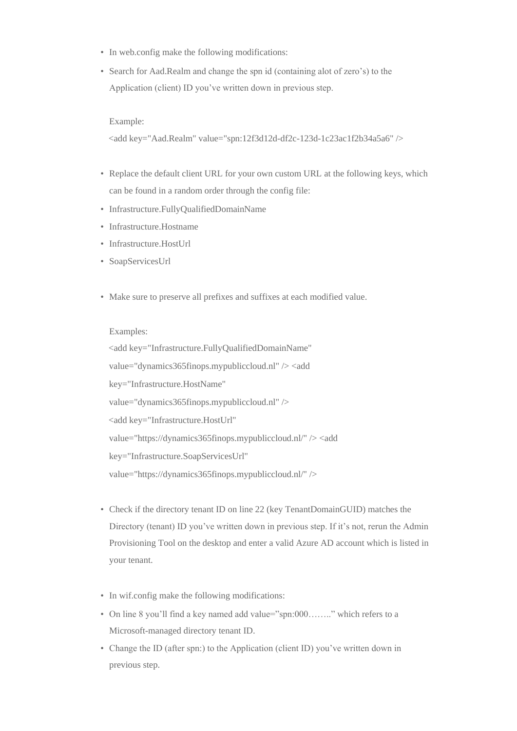- In web.config make the following modifications:
- Search for Aad.Realm and change the spn id (containing alot of zero's) to the Application (client) ID you've written down in previous step.

  Example:
  <add key="Aad.Realm" value="spn:12f3d12d-df2c-123d-1c23ac1f2b34a5a6" />

- Replace the default client URL for your own custom URL at the following keys, which can be found in a random order through the config file:
- Infrastructure.FullyQualifiedDomainName
- Infrastructure.Hostname
- Infrastructure.HostUrl
- SoapServicesUrl

- Make sure to preserve all prefixes and suffixes at each modified value.

  Examples:
  <add key="Infrastructure.FullyQualifiedDomainName"
  value="dynamics365finops.mypubliccloud.nl" /> <add
  key="Infrastructure.HostName"
  value="dynamics365finops.mypubliccloud.nl" />
  <add key="Infrastructure.HostUrl"
  value="https://dynamics365finops.mypubliccloud.nl/" /> <add
  key="Infrastructure.SoapServicesUrl"
  value="https://dynamics365finops.mypubliccloud.nl/" />

- Check if the directory tenant ID on line 22 (key TenantDomainGUID) matches the Directory (tenant) ID you've written down in previous step. If it's not, rerun the Admin Provisioning Tool on the desktop and enter a valid Azure AD account which is listed in your tenant.

- In wif.config make the following modifications:
- On line 8 you'll find a key named add value="spn:000……." which refers to a Microsoft-managed directory tenant ID.
- Change the ID (after spn:) to the Application (client ID) you've written down in previous step.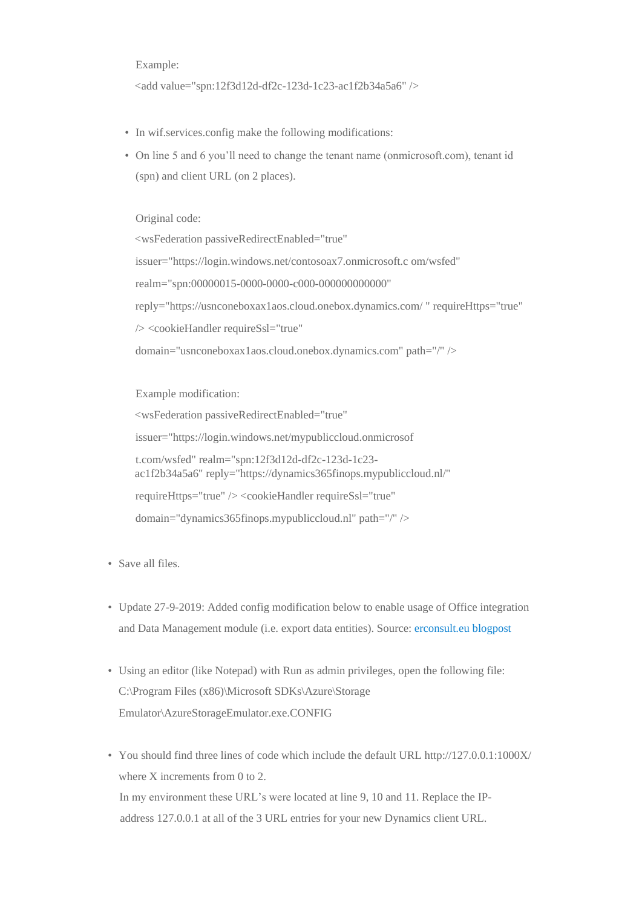Example:

<add value="spn:12f3d12d-df2c-123d-1c23-ac1f2b34a5a6" />

- In wif.services.config make the following modifications:
- On line 5 and 6 you'll need to change the tenant name (onmicrosoft.com), tenant id (spn) and client URL (on 2 places).

  Original code:

  <wsFederation passiveRedirectEnabled="true"

  issuer="https://login.windows.net/contosoax7.onmicrosoft.c om/wsfed"

  realm="spn:00000015-0000-0000-c000-000000000000"

  reply="https://usnconeboxax1aos.cloud.onebox.dynamics.com/ " requireHttps="true"

  /> <cookieHandler requireSsl="true"

  domain="usnconeboxax1aos.cloud.onebox.dynamics.com" path="/" />

  Example modification:

  <wsFederation passiveRedirectEnabled="true"

  issuer="https://login.windows.net/mypubliccloud.onmicrosof

  t.com/wsfed" realm="spn:12f3d12d-df2c-123d-1c23-ac1f2b34a5a6" reply="https://dynamics365finops.mypubliccloud.nl/"

  requireHttps="true" /> <cookieHandler requireSsl="true"

  domain="dynamics365finops.mypubliccloud.nl" path="/" />

- Save all files.

- Update 27-9-2019: Added config modification below to enable usage of Office integration and Data Management module (i.e. export data entities). Source: erconsult.eu blogpost

- Using an editor (like Notepad) with Run as admin privileges, open the following file: C:\Program Files (x86)\Microsoft SDKs\Azure\Storage Emulator\AzureStorageEmulator.exe.CONFIG

- You should find three lines of code which include the default URL http://127.0.0.1:1000X/ where X increments from 0 to 2.
  In my environment these URL's were located at line 9, 10 and 11. Replace the IP-address 127.0.0.1 at all of the 3 URL entries for your new Dynamics client URL.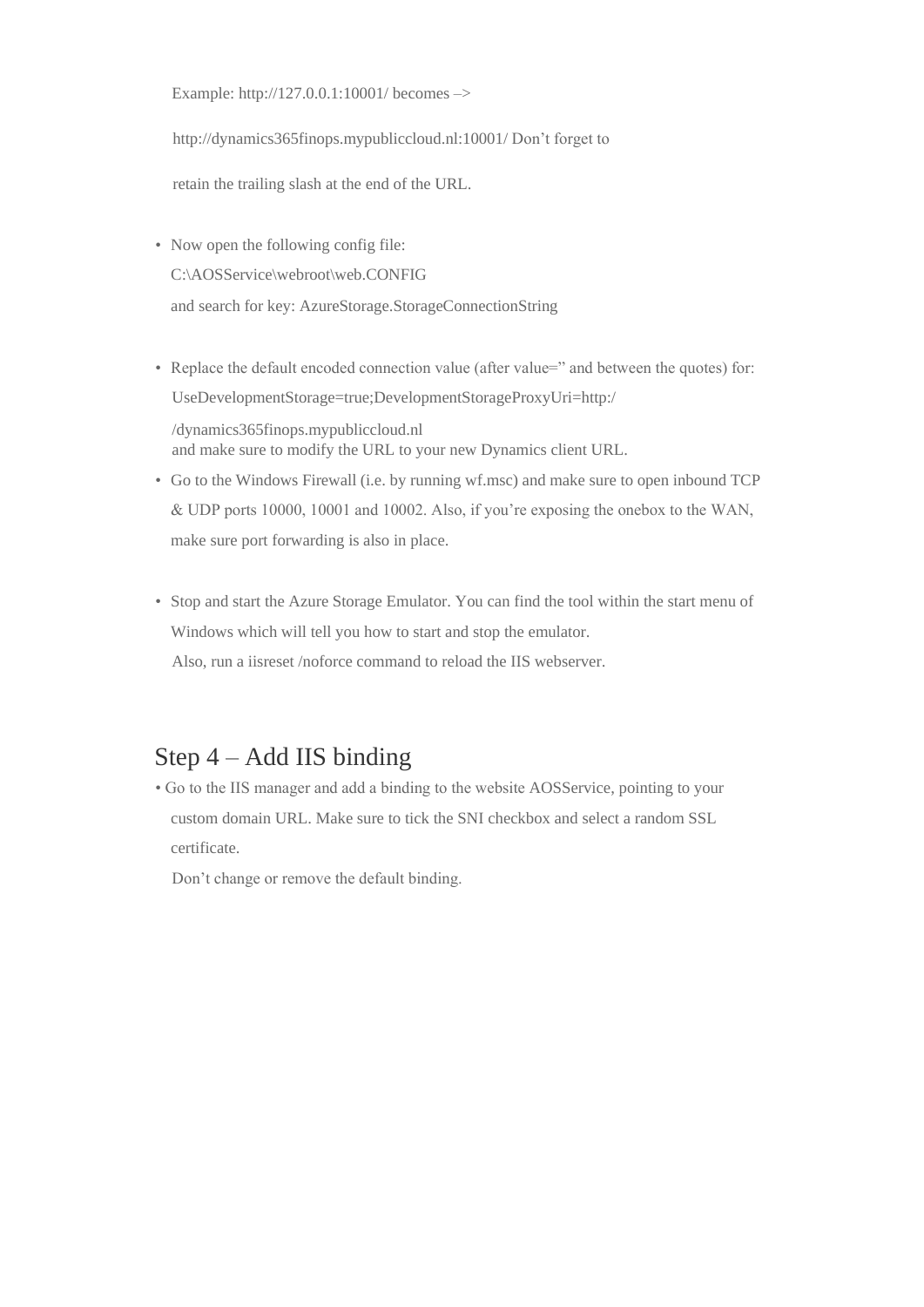Example: http://127.0.0.1:10001/ becomes –>

http://dynamics365finops.mypubliccloud.nl:10001/ Don't forget to

retain the trailing slash at the end of the URL.

- Now open the following config file:
  C:\AOSService\webroot\web.CONFIG
  and search for key: AzureStorage.StorageConnectionString

- Replace the default encoded connection value (after value=" and between the quotes) for:
  UseDevelopmentStorage=true;DevelopmentStorageProxyUri=http:/
  
  /dynamics365finops.mypubliccloud.nl
  and make sure to modify the URL to your new Dynamics client URL.
- Go to the Windows Firewall (i.e. by running wf.msc) and make sure to open inbound TCP & UDP ports 10000, 10001 and 10002. Also, if you're exposing the onebox to the WAN, make sure port forwarding is also in place.

- Stop and start the Azure Storage Emulator. You can find the tool within the start menu of Windows which will tell you how to start and stop the emulator.
  Also, run a iisreset /noforce command to reload the IIS webserver.

## Step 4 – Add IIS binding

- Go to the IIS manager and add a binding to the website AOSService, pointing to your custom domain URL. Make sure to tick the SNI checkbox and select a random SSL certificate.
  Don't change or remove the default binding.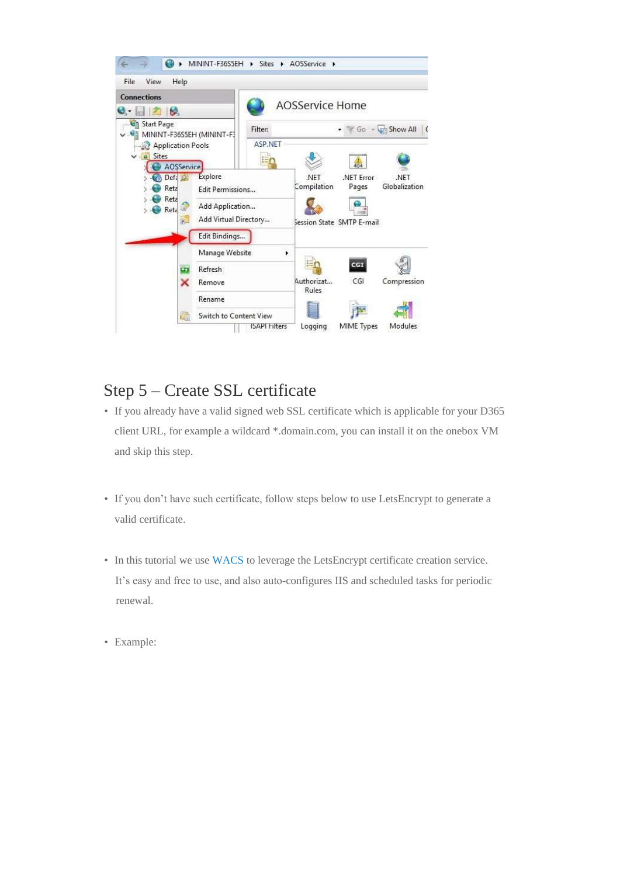## Step 5 – Create SSL certificate

- If you already have a valid signed web SSL certificate which is applicable for your D365 client URL, for example a wildcard *.domain.com, you can install it on the onebox VM and skip this step.

- If you don't have such certificate, follow steps below to use LetsEncrypt to generate a valid certificate.

- In this tutorial we use WACS to leverage the LetsEncrypt certificate creation service. It's easy and free to use, and also auto-configures IIS and scheduled tasks for periodic renewal.

- Example: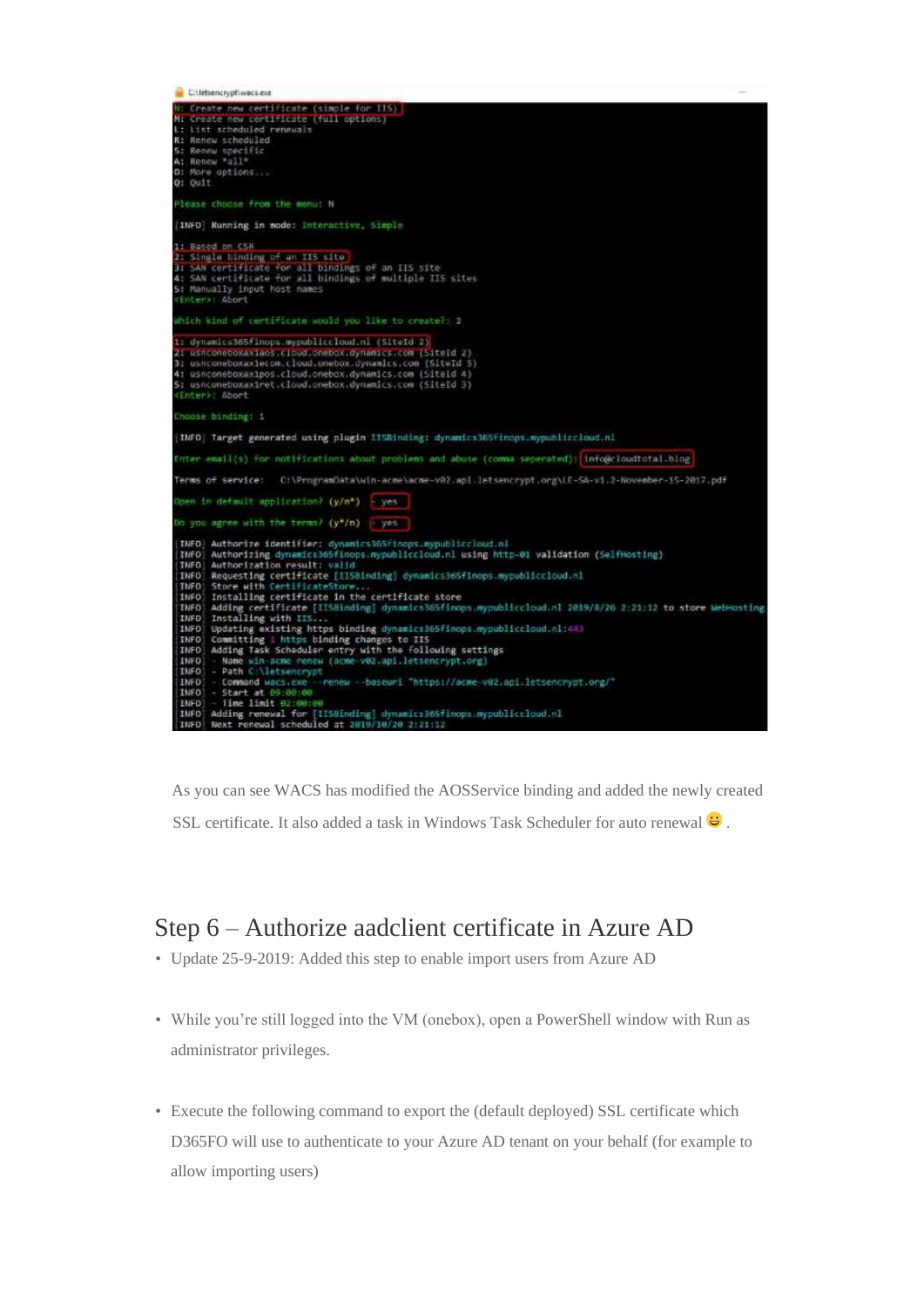```
C:\letsencrypt\wacs.exe
N: Create new certificate (simple for IIS)
M: Create new certificate (full options)
L: List scheduled renewals
R: Renew scheduled
S: Renew specific
A: Renew *all*
O: More options...
Q: Quit

Please choose from the menu: N

[INFO] Running in mode: Interactive, Simple

1: Based on CSR
2: Single binding of an IIS site
3: SAN certificate for all bindings of an IIS site
4: SAN certificate for all bindings of multiple IIS sites
5: Manually input host names
<Enter>: Abort

Which kind of certificate would you like to create?: 2

1: dynamics365finops.mypubliccloud.nl (SiteId 2)
2: usnconeboxaxiaos.cloud.onebox.dynamics.com (SiteId 2)
3: usnconeboxaxiecom.cloud.onebox.dynamics.com (SiteId 5)
4: usnconeboxaxipos.cloud.onebox.dynamics.com (SiteId 4)
5: usnconeboxaxiret.cloud.onebox.dynamics.com (SiteId 3)
<Enter>: Abort

Choose binding: 1

[INFO] Target generated using plugin IISBinding: dynamics365finops.mypubliccloud.nl

Enter email(s) for notifications about problems and abuse (comma seperated): info@cloudtotal.blog

Terms of service:   C:\ProgramData\win-acme\acme-v02.api.letsencrypt.org\LE-SA-v1.2-November-15-2017.pdf

Open in default application? (y/n*)  - yes

Do you agree with the terms? (y*/n)  - yes

[INFO] Authorize identifier: dynamics365finops.mypubliccloud.nl
[INFO] Authorizing dynamics365finops.mypubliccloud.nl using http-01 validation (SelfHosting)
[INFO] Authorization result: valid
[INFO] Requesting certificate [IISBinding] dynamics365finops.mypubliccloud.nl
[INFO] Store with CertificateStore...
[INFO] Installing certificate in the certificate store
[INFO] Adding certificate [IISBinding] dynamics365finops.mypubliccloud.nl 2019/8/26 2:21:12 to store WebHosting
[INFO] Installing with IIS...
[INFO] Updating existing https binding dynamics365finops.mypubliccloud.nl:443
[INFO] Committing 1 https binding changes to IIS
[INFO] Adding Task Scheduler entry with the following settings
[INFO] - Name win-acme renew (acme-v02.api.letsencrypt.org)
[INFO] - Path C:\letsencrypt
[INFO] - Command wacs.exe --renew --baseuri "https://acme-v02.api.letsencrypt.org/"
[INFO] - Start at 09:00:00
[INFO] - Time limit 02:00:00
[INFO] Adding renewal for [IISBinding] dynamics365finops.mypubliccloud.nl
[INFO] Next renewal scheduled at 2019/10/20 2:21:12
```

As you can see WACS has modified the AOSService binding and added the newly created SSL certificate. It also added a task in Windows Task Scheduler for auto renewal 😀 .

## Step 6 – Authorize aadclient certificate in Azure AD

- Update 25-9-2019: Added this step to enable import users from Azure AD
- While you're still logged into the VM (onebox), open a PowerShell window with Run as administrator privileges.
- Execute the following command to export the (default deployed) SSL certificate which D365FO will use to authenticate to your Azure AD tenant on your behalf (for example to allow importing users)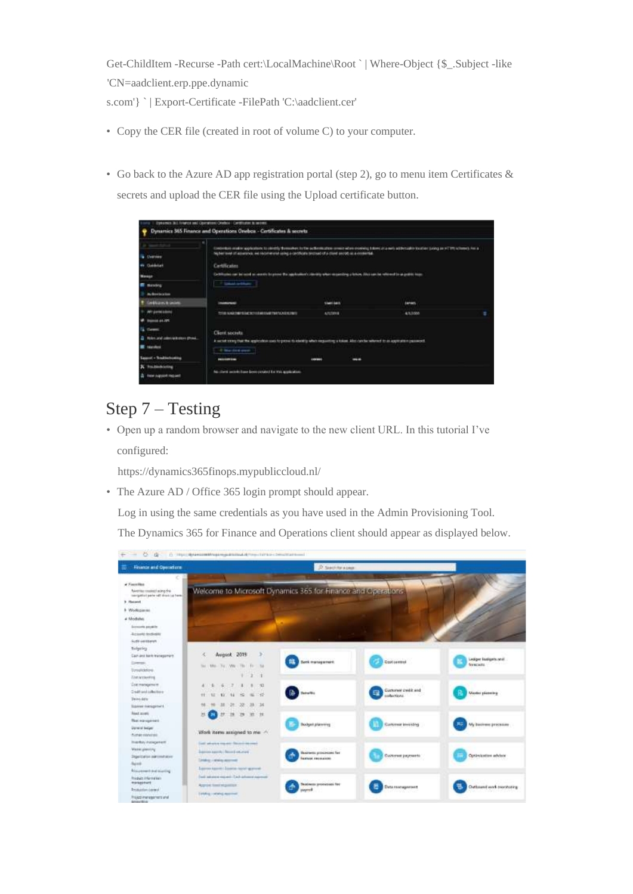Get-ChildItem -Recurse -Path cert:\LocalMachine\Root ` | Where-Object {$_.Subject -like 'CN=aadclient.erp.ppe.dynamic
s.com'} ` | Export-Certificate -FilePath 'C:\aadclient.cer'

- Copy the CER file (created in root of volume C) to your computer.

- Go back to the Azure AD app registration portal (step 2), go to menu item Certificates & secrets and upload the CER file using the Upload certificate button.

## Step 7 – Testing

- Open up a random browser and navigate to the new client URL. In this tutorial I've configured:

  https://dynamics365finops.mypubliccloud.nl/

- The Azure AD / Office 365 login prompt should appear.

  Log in using the same credentials as you have used in the Admin Provisioning Tool.

  The Dynamics 365 for Finance and Operations client should appear as displayed below.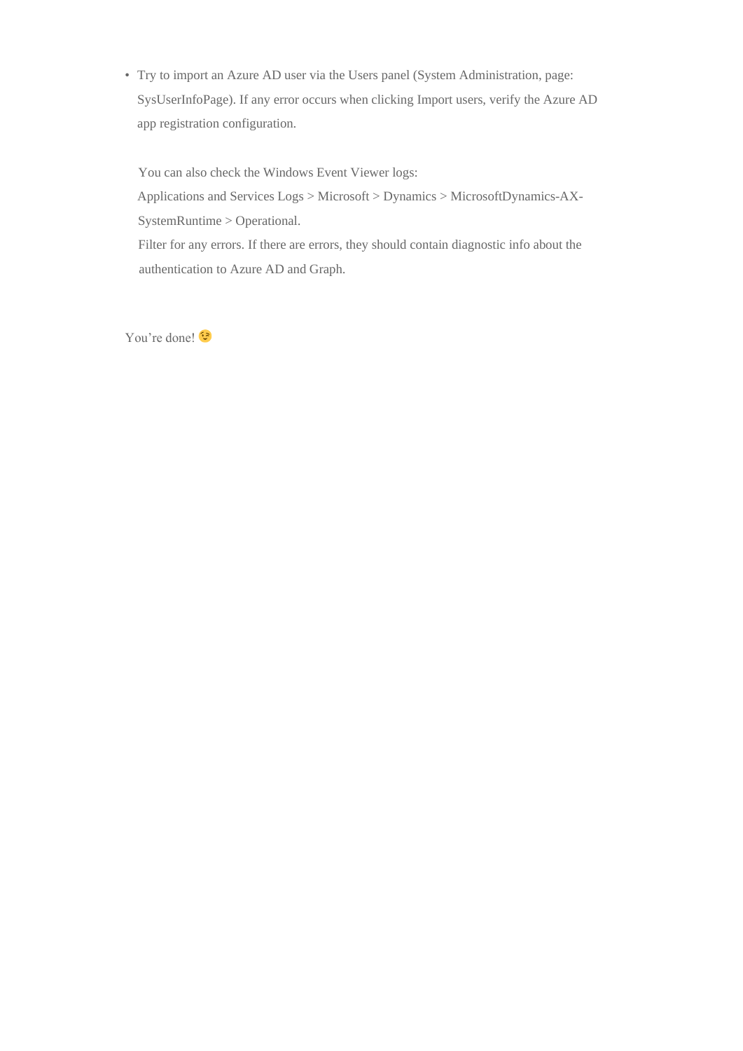- Try to import an Azure AD user via the Users panel (System Administration, page: SysUserInfoPage). If any error occurs when clicking Import users, verify the Azure AD app registration configuration.

  You can also check the Windows Event Viewer logs:
  Applications and Services Logs > Microsoft > Dynamics > MicrosoftDynamics-AX-SystemRuntime > Operational.
  Filter for any errors. If there are errors, they should contain diagnostic info about the authentication to Azure AD and Graph.

You're done! 😉